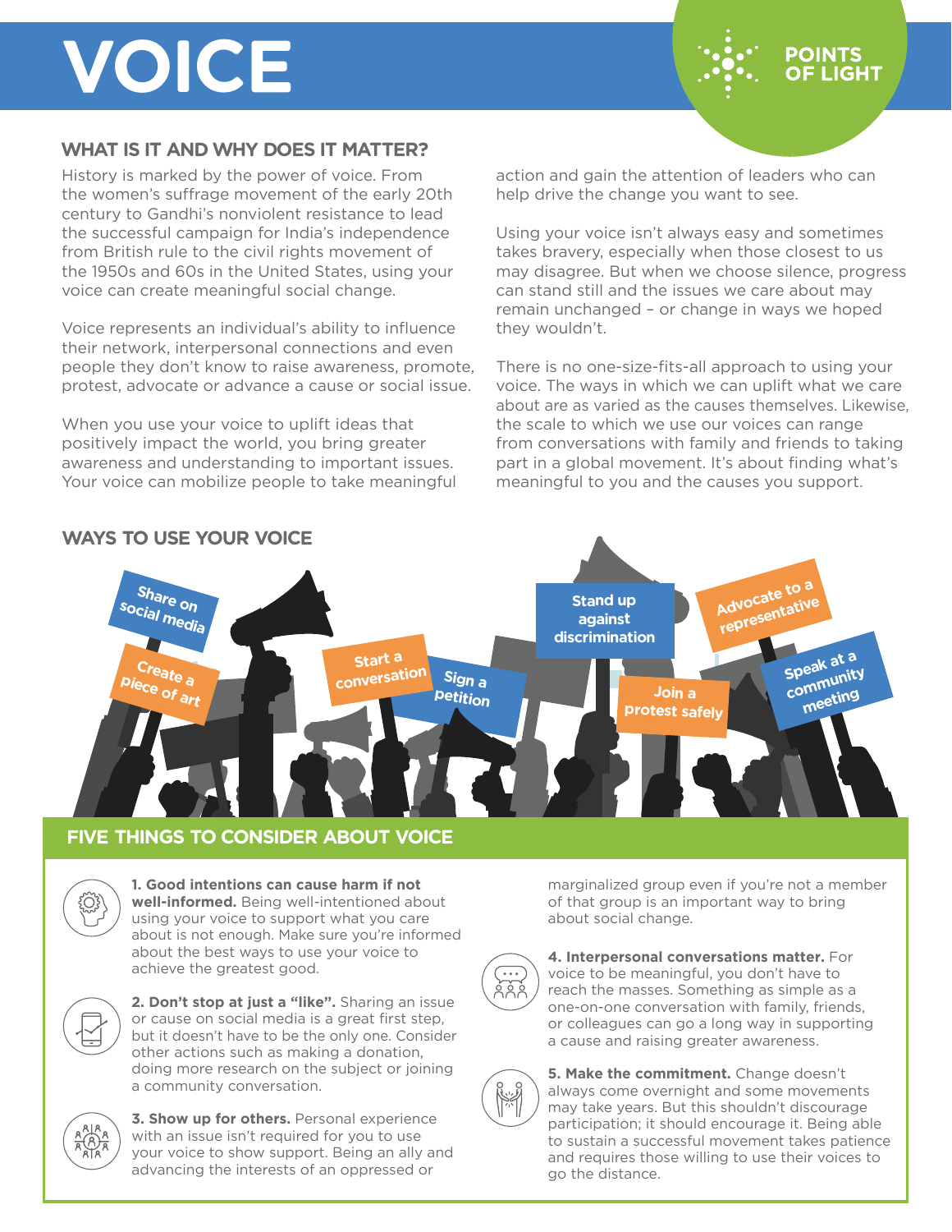# VOICE

POINTS OF LIGHT

## WHAT IS IT AND WHY DOES IT MATTER?

History is marked by the power of voice. From the women's suffrage movement of the early 20th century to Gandhi's nonviolent resistance to lead the successful campaign for India's independence from British rule to the civil rights movement of the 1950s and 60s in the United States, using your voice can create meaningful social change.

Voice represents an individual's ability to influence their network, interpersonal connections and even people they don't know to raise awareness, promote, protest, advocate or advance a cause or social issue.

When you use your voice to uplift ideas that positively impact the world, you bring greater awareness and understanding to important issues. Your voice can mobilize people to take meaningful action and gain the attention of leaders who can help drive the change you want to see.

Using your voice isn't always easy and sometimes takes bravery, especially when those closest to us may disagree. But when we choose silence, progress can stand still and the issues we care about may remain unchanged – or change in ways we hoped they wouldn't.

There is no one-size-fits-all approach to using your voice. The ways in which we can uplift what we care about are as varied as the causes themselves. Likewise, the scale to which we use our voices can range from conversations with family and friends to taking part in a global movement. It's about finding what's meaningful to you and the causes you support.

## WAYS TO USE YOUR VOICE

- Share on social media
- Create a piece of art
- Start a conversation
- Sign a petition
- Stand up against discrimination
- Join a protest safely
- Advocate to a representative
- Speak at a community meeting

## FIVE THINGS TO CONSIDER ABOUT VOICE

**1. Good intentions can cause harm if not well-informed.** Being well-intentioned about using your voice to support what you care about is not enough. Make sure you're informed about the best ways to use your voice to achieve the greatest good.

**2. Don't stop at just a "like".** Sharing an issue or cause on social media is a great first step, but it doesn't have to be the only one. Consider other actions such as making a donation, doing more research on the subject or joining a community conversation.

**3. Show up for others.** Personal experience with an issue isn't required for you to use your voice to show support. Being an ally and advancing the interests of an oppressed or marginalized group even if you're not a member of that group is an important way to bring about social change.

**4. Interpersonal conversations matter.** For voice to be meaningful, you don't have to reach the masses. Something as simple as a one-on-one conversation with family, friends, or colleagues can go a long way in supporting a cause and raising greater awareness.

**5. Make the commitment.** Change doesn't always come overnight and some movements may take years. But this shouldn't discourage participation; it should encourage it. Being able to sustain a successful movement takes patience and requires those willing to use their voices to go the distance.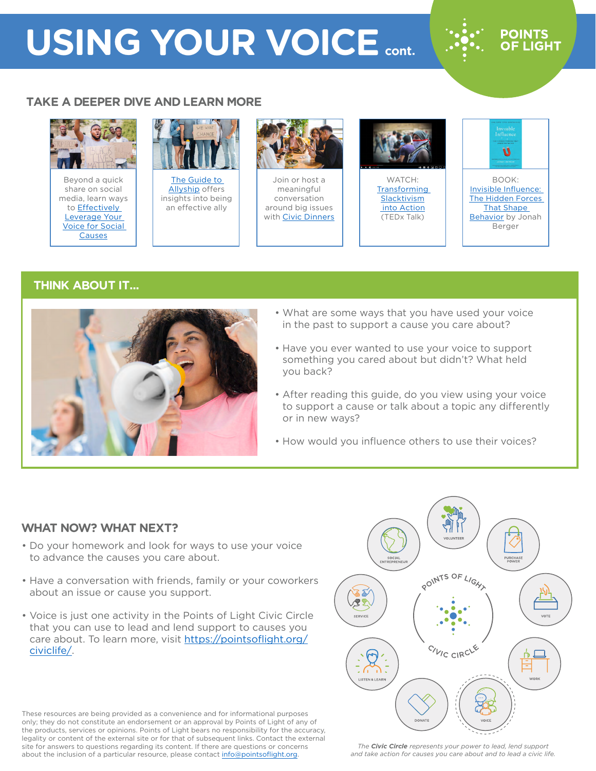# USING YOUR VOICE cont.

POINTS OF LIGHT

## TAKE A DEEPER DIVE AND LEARN MORE

Beyond a quick share on social media, learn ways to Effectively Leverage Your Voice for Social Causes

The Guide to Allyship offers insights into being an effective ally

Join or host a meaningful conversation around big issues with Civic Dinners

WATCH: Transforming Slacktivism into Action (TEDx Talk)

BOOK: Invisible Influence: The Hidden Forces That Shape Behavior by Jonah Berger

## THINK ABOUT IT...

- What are some ways that you have used your voice in the past to support a cause you care about?
- Have you ever wanted to use your voice to support something you cared about but didn't? What held you back?
- After reading this guide, do you view using your voice to support a cause or talk about a topic any differently or in new ways?
- How would you influence others to use their voices?

## WHAT NOW? WHAT NEXT?

- Do your homework and look for ways to use your voice to advance the causes you care about.
- Have a conversation with friends, family or your coworkers about an issue or cause you support.
- Voice is just one activity in the Points of Light Civic Circle that you can use to lead and lend support to causes you care about. To learn more, visit https://pointsoflight.org/civiclife/.

POINTS OF LIGHT CIVIC CIRCLE

VOLUNTEER
PURCHASE POWER
VOTE
WORK
VOICE
DONATE
LISTEN & LEARN
SERVICE
SOCIAL ENTREPRENEUR

*The **Civic Circle** represents your power to lead, lend support and take action for causes you care about and to lead a civic life.*

These resources are being provided as a convenience and for informational purposes only; they do not constitute an endorsement or an approval by Points of Light of any of the products, services or opinions. Points of Light bears no responsibility for the accuracy, legality or content of the external site or for that of subsequent links. Contact the external site for answers to questions regarding its content. If there are questions or concerns about the inclusion of a particular resource, please contact info@pointsoflight.org.